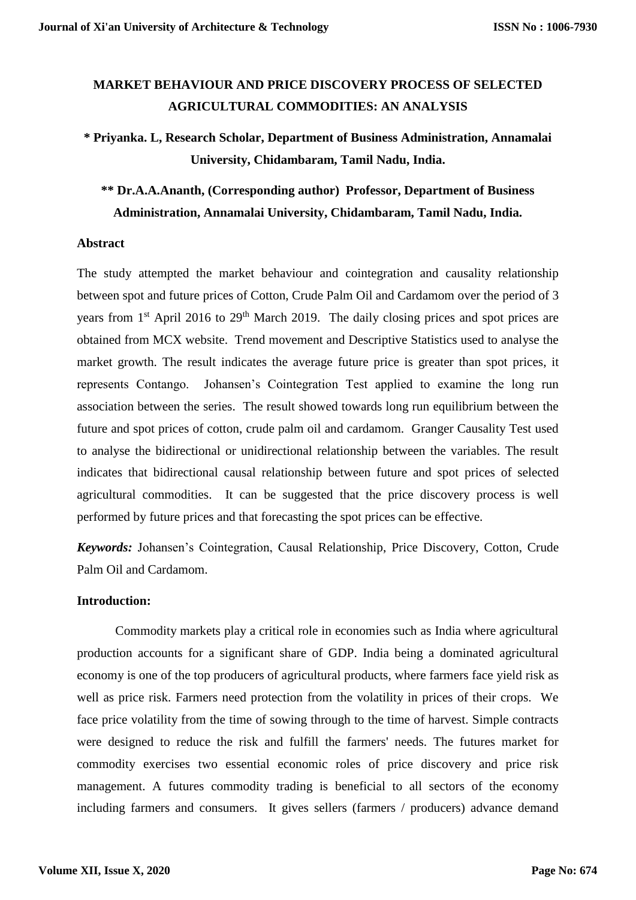# MARKET BEHAVIOUR AND PRICE DISCOVERY PROCESS OF SELECTED AGRICULTURAL COMMODITIES: AN ANALYSIS

**\* Priyanka. L, Research Scholar, Department of Business Administration, Annamalai University, Chidambaram, Tamil Nadu, India.**

**\*\* Dr.A.A.Ananth, (Corresponding author) Professor, Department of Business Administration, Annamalai University, Chidambaram, Tamil Nadu, India.**

## Abstract

The study attempted the market behaviour and cointegration and causality relationship between spot and future prices of Cotton, Crude Palm Oil and Cardamom over the period of 3 years from 1st April 2016 to 29th March 2019. The daily closing prices and spot prices are obtained from MCX website. Trend movement and Descriptive Statistics used to analyse the market growth. The result indicates the average future price is greater than spot prices, it represents Contango. Johansen's Cointegration Test applied to examine the long run association between the series. The result showed towards long run equilibrium between the future and spot prices of cotton, crude palm oil and cardamom. Granger Causality Test used to analyse the bidirectional or unidirectional relationship between the variables. The result indicates that bidirectional causal relationship between future and spot prices of selected agricultural commodities. It can be suggested that the price discovery process is well performed by future prices and that forecasting the spot prices can be effective.

***Keywords:*** Johansen's Cointegration, Causal Relationship, Price Discovery, Cotton, Crude Palm Oil and Cardamom.

## Introduction:

Commodity markets play a critical role in economies such as India where agricultural production accounts for a significant share of GDP. India being a dominated agricultural economy is one of the top producers of agricultural products, where farmers face yield risk as well as price risk. Farmers need protection from the volatility in prices of their crops. We face price volatility from the time of sowing through to the time of harvest. Simple contracts were designed to reduce the risk and fulfill the farmers' needs. The futures market for commodity exercises two essential economic roles of price discovery and price risk management. A futures commodity trading is beneficial to all sectors of the economy including farmers and consumers. It gives sellers (farmers / producers) advance demand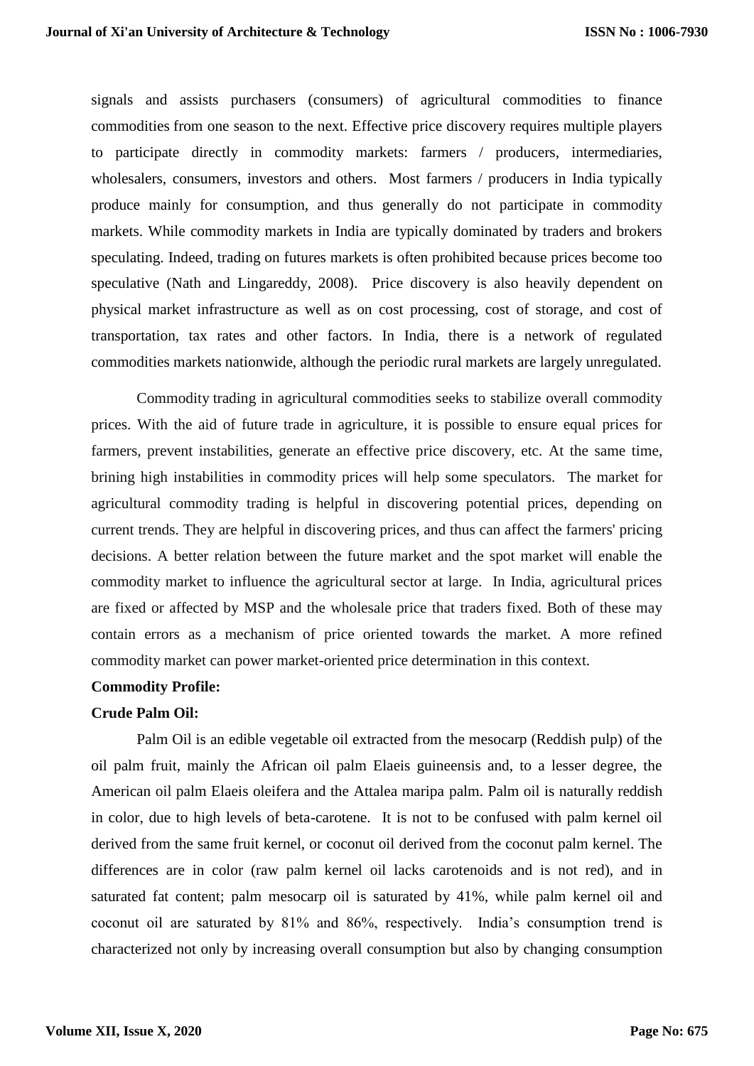signals and assists purchasers (consumers) of agricultural commodities to finance commodities from one season to the next. Effective price discovery requires multiple players to participate directly in commodity markets: farmers / producers, intermediaries, wholesalers, consumers, investors and others. Most farmers / producers in India typically produce mainly for consumption, and thus generally do not participate in commodity markets. While commodity markets in India are typically dominated by traders and brokers speculating. Indeed, trading on futures markets is often prohibited because prices become too speculative (Nath and Lingareddy, 2008). Price discovery is also heavily dependent on physical market infrastructure as well as on cost processing, cost of storage, and cost of transportation, tax rates and other factors. In India, there is a network of regulated commodities markets nationwide, although the periodic rural markets are largely unregulated.

Commodity trading in agricultural commodities seeks to stabilize overall commodity prices. With the aid of future trade in agriculture, it is possible to ensure equal prices for farmers, prevent instabilities, generate an effective price discovery, etc. At the same time, brining high instabilities in commodity prices will help some speculators. The market for agricultural commodity trading is helpful in discovering potential prices, depending on current trends. They are helpful in discovering prices, and thus can affect the farmers' pricing decisions. A better relation between the future market and the spot market will enable the commodity market to influence the agricultural sector at large. In India, agricultural prices are fixed or affected by MSP and the wholesale price that traders fixed. Both of these may contain errors as a mechanism of price oriented towards the market. A more refined commodity market can power market-oriented price determination in this context.

**Commodity Profile:**

**Crude Palm Oil:**

Palm Oil is an edible vegetable oil extracted from the mesocarp (Reddish pulp) of the oil palm fruit, mainly the African oil palm Elaeis guineensis and, to a lesser degree, the American oil palm Elaeis oleifera and the Attalea maripa palm. Palm oil is naturally reddish in color, due to high levels of beta-carotene. It is not to be confused with palm kernel oil derived from the same fruit kernel, or coconut oil derived from the coconut palm kernel. The differences are in color (raw palm kernel oil lacks carotenoids and is not red), and in saturated fat content; palm mesocarp oil is saturated by 41%, while palm kernel oil and coconut oil are saturated by 81% and 86%, respectively. India's consumption trend is characterized not only by increasing overall consumption but also by changing consumption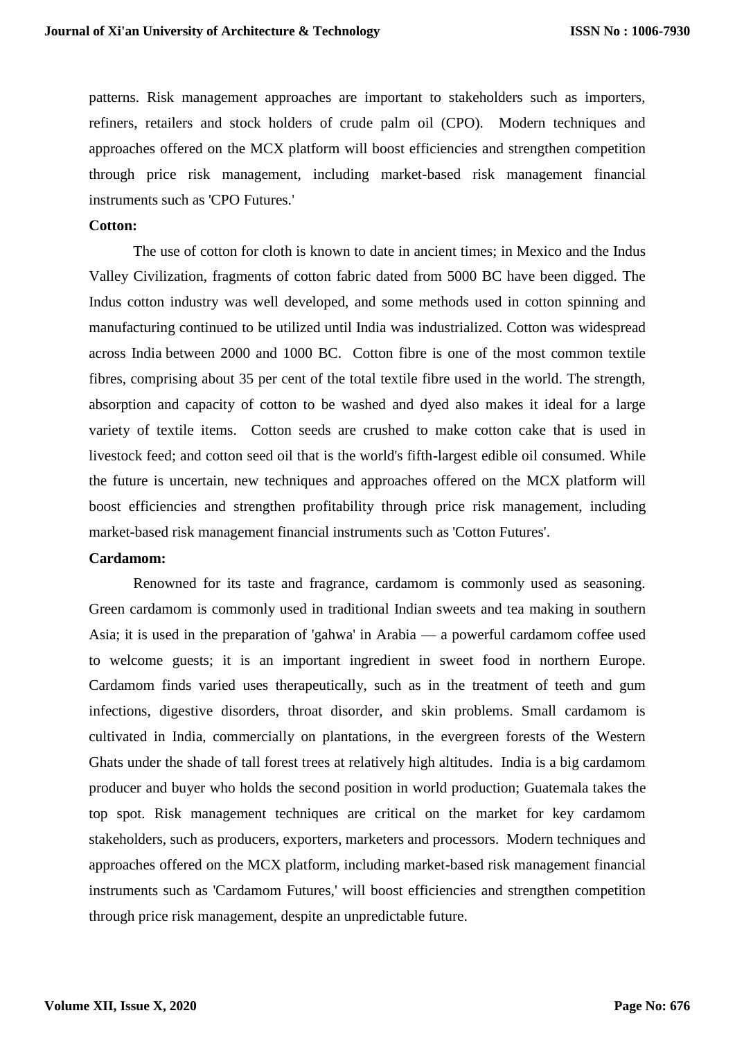patterns. Risk management approaches are important to stakeholders such as importers, refiners, retailers and stock holders of crude palm oil (CPO). Modern techniques and approaches offered on the MCX platform will boost efficiencies and strengthen competition through price risk management, including market-based risk management financial instruments such as 'CPO Futures.'

**Cotton:**

The use of cotton for cloth is known to date in ancient times; in Mexico and the Indus Valley Civilization, fragments of cotton fabric dated from 5000 BC have been digged. The Indus cotton industry was well developed, and some methods used in cotton spinning and manufacturing continued to be utilized until India was industrialized. Cotton was widespread across India between 2000 and 1000 BC. Cotton fibre is one of the most common textile fibres, comprising about 35 per cent of the total textile fibre used in the world. The strength, absorption and capacity of cotton to be washed and dyed also makes it ideal for a large variety of textile items. Cotton seeds are crushed to make cotton cake that is used in livestock feed; and cotton seed oil that is the world's fifth-largest edible oil consumed. While the future is uncertain, new techniques and approaches offered on the MCX platform will boost efficiencies and strengthen profitability through price risk management, including market-based risk management financial instruments such as 'Cotton Futures'.

**Cardamom:**

Renowned for its taste and fragrance, cardamom is commonly used as seasoning. Green cardamom is commonly used in traditional Indian sweets and tea making in southern Asia; it is used in the preparation of 'gahwa' in Arabia — a powerful cardamom coffee used to welcome guests; it is an important ingredient in sweet food in northern Europe. Cardamom finds varied uses therapeutically, such as in the treatment of teeth and gum infections, digestive disorders, throat disorder, and skin problems. Small cardamom is cultivated in India, commercially on plantations, in the evergreen forests of the Western Ghats under the shade of tall forest trees at relatively high altitudes. India is a big cardamom producer and buyer who holds the second position in world production; Guatemala takes the top spot. Risk management techniques are critical on the market for key cardamom stakeholders, such as producers, exporters, marketers and processors. Modern techniques and approaches offered on the MCX platform, including market-based risk management financial instruments such as 'Cardamom Futures,' will boost efficiencies and strengthen competition through price risk management, despite an unpredictable future.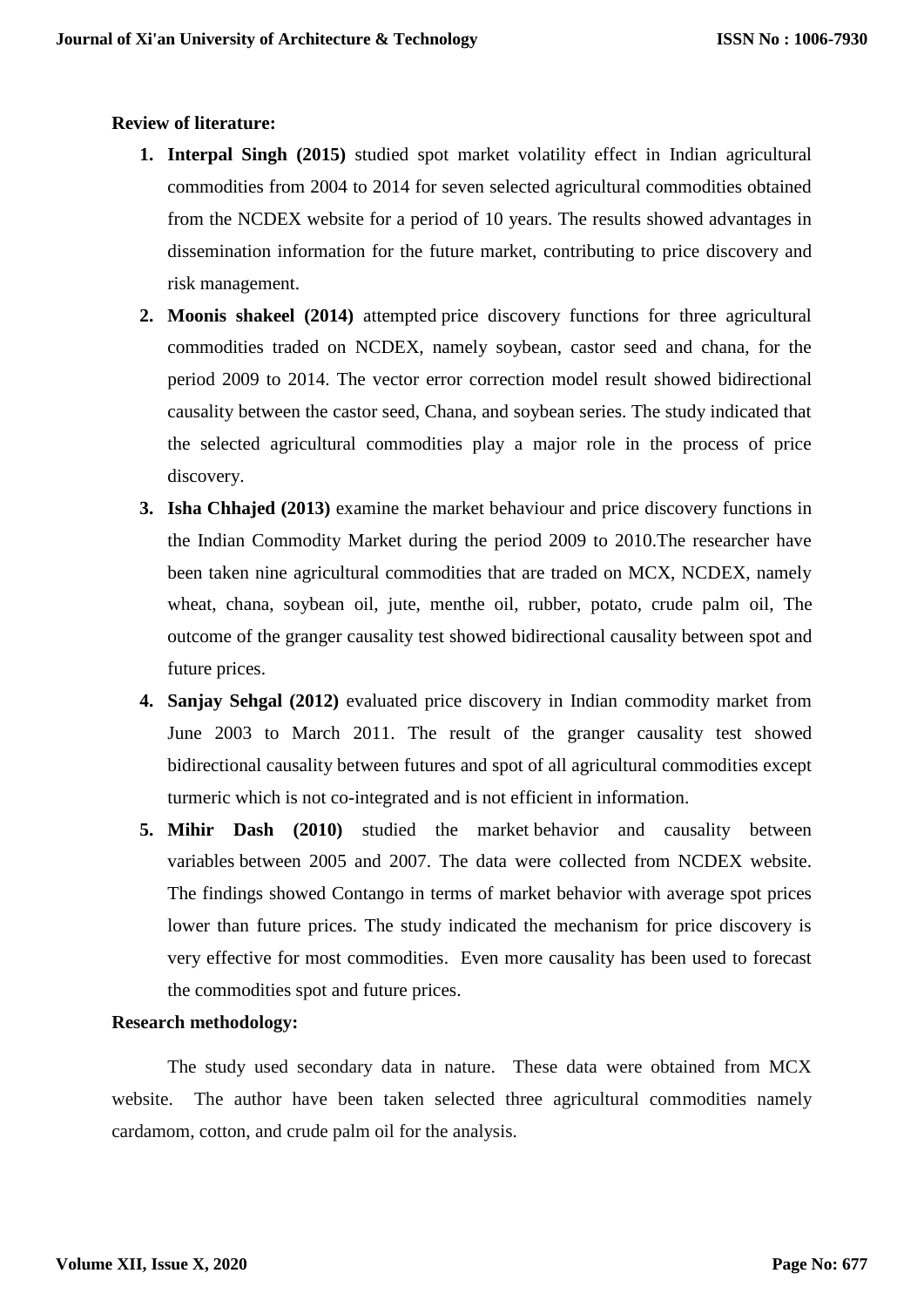**Review of literature:**

1. **Interpal Singh (2015)** studied spot market volatility effect in Indian agricultural commodities from 2004 to 2014 for seven selected agricultural commodities obtained from the NCDEX website for a period of 10 years. The results showed advantages in dissemination information for the future market, contributing to price discovery and risk management.
2. **Moonis shakeel (2014)** attempted price discovery functions for three agricultural commodities traded on NCDEX, namely soybean, castor seed and chana, for the period 2009 to 2014. The vector error correction model result showed bidirectional causality between the castor seed, Chana, and soybean series. The study indicated that the selected agricultural commodities play a major role in the process of price discovery.
3. **Isha Chhajed (2013)** examine the market behaviour and price discovery functions in the Indian Commodity Market during the period 2009 to 2010.The researcher have been taken nine agricultural commodities that are traded on MCX, NCDEX, namely wheat, chana, soybean oil, jute, menthe oil, rubber, potato, crude palm oil, The outcome of the granger causality test showed bidirectional causality between spot and future prices.
4. **Sanjay Sehgal (2012)** evaluated price discovery in Indian commodity market from June 2003 to March 2011. The result of the granger causality test showed bidirectional causality between futures and spot of all agricultural commodities except turmeric which is not co-integrated and is not efficient in information.
5. **Mihir Dash (2010)** studied the market behavior and causality between variables between 2005 and 2007. The data were collected from NCDEX website. The findings showed Contango in terms of market behavior with average spot prices lower than future prices. The study indicated the mechanism for price discovery is very effective for most commodities. Even more causality has been used to forecast the commodities spot and future prices.

**Research methodology:**

The study used secondary data in nature. These data were obtained from MCX website. The author have been taken selected three agricultural commodities namely cardamom, cotton, and crude palm oil for the analysis.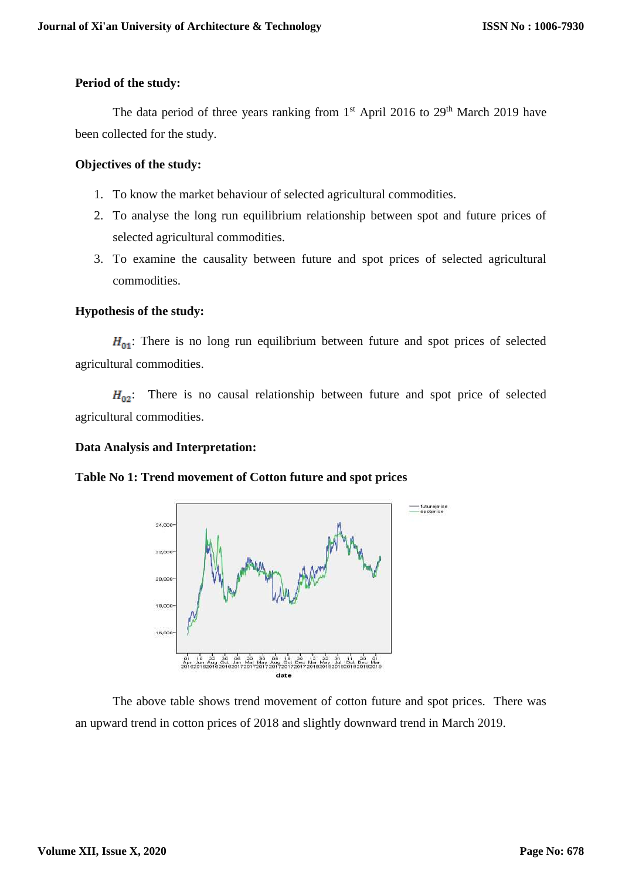**Period of the study:**

The data period of three years ranking from 1st April 2016 to 29th March 2019 have been collected for the study.

**Objectives of the study:**

1. To know the market behaviour of selected agricultural commodities.
2. To analyse the long run equilibrium relationship between spot and future prices of selected agricultural commodities.
3. To examine the causality between future and spot prices of selected agricultural commodities.

**Hypothesis of the study:**

$H_{01}$: There is no long run equilibrium between future and spot prices of selected agricultural commodities.

$H_{02}$: There is no causal relationship between future and spot price of selected agricultural commodities.

**Data Analysis and Interpretation:**

**Table No 1: Trend movement of Cotton future and spot prices**

The above table shows trend movement of cotton future and spot prices. There was an upward trend in cotton prices of 2018 and slightly downward trend in March 2019.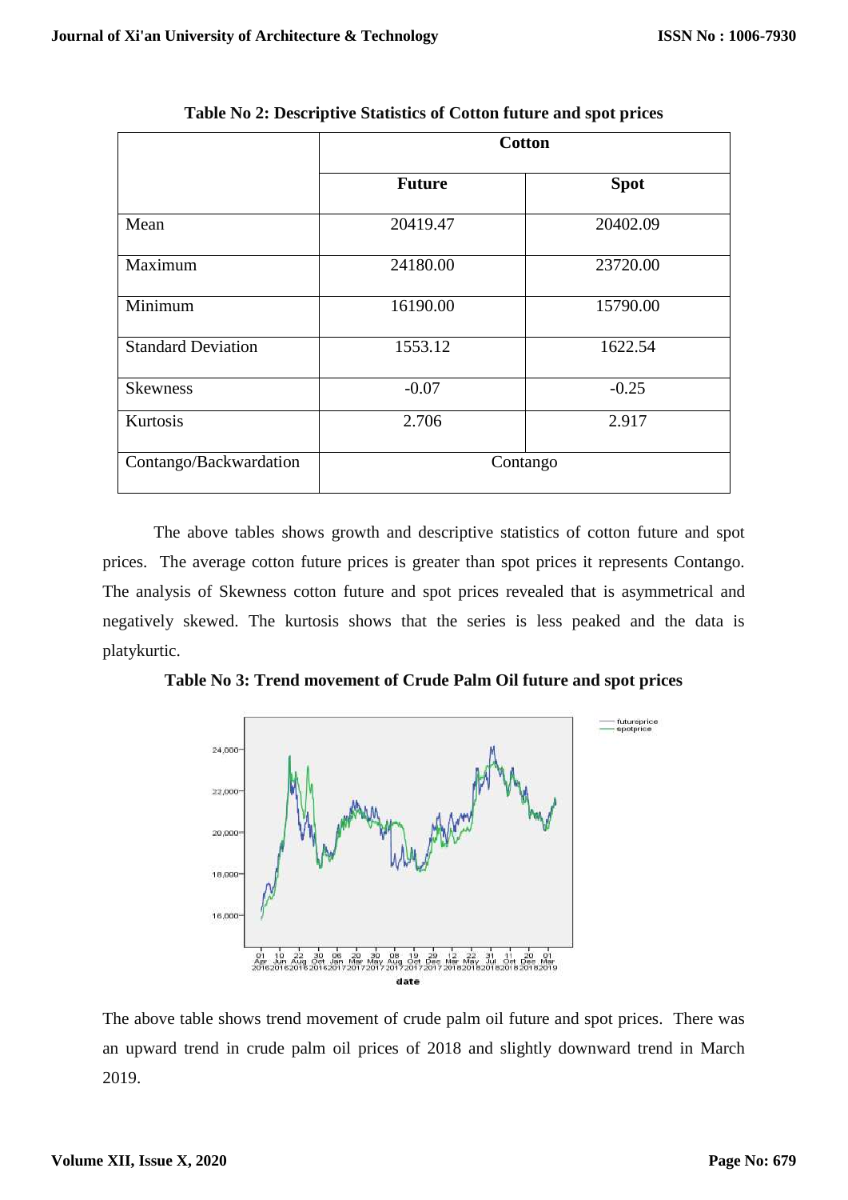**Table No 2: Descriptive Statistics of Cotton future and spot prices**

| | Cotton | |
|---|---|---|
| | **Future** | **Spot** |
| Mean | 20419.47 | 20402.09 |
| Maximum | 24180.00 | 23720.00 |
| Minimum | 16190.00 | 15790.00 |
| Standard Deviation | 1553.12 | 1622.54 |
| Skewness | -0.07 | -0.25 |
| Kurtosis | 2.706 | 2.917 |
| Contango/Backwardation | Contango | |

The above tables shows growth and descriptive statistics of cotton future and spot prices. The average cotton future prices is greater than spot prices it represents Contango. The analysis of Skewness cotton future and spot prices revealed that is asymmetrical and negatively skewed. The kurtosis shows that the series is less peaked and the data is platykurtic.

**Table No 3: Trend movement of Crude Palm Oil future and spot prices**

The above table shows trend movement of crude palm oil future and spot prices. There was an upward trend in crude palm oil prices of 2018 and slightly downward trend in March 2019.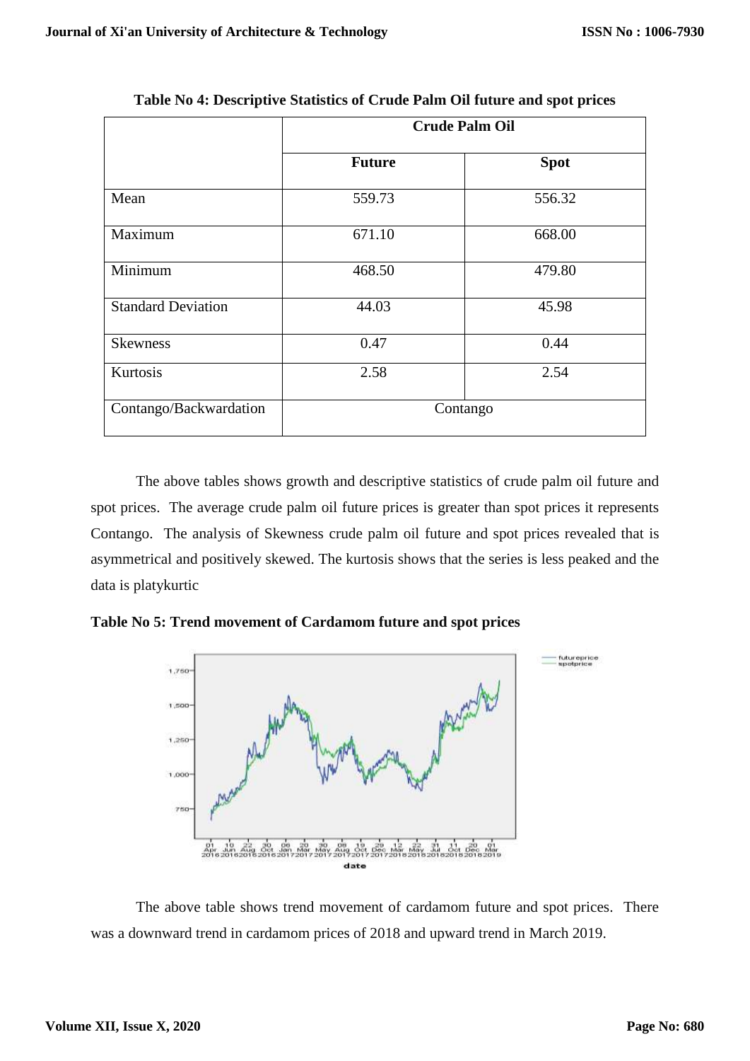**Table No 4: Descriptive Statistics of Crude Palm Oil future and spot prices**

| | Crude Palm Oil | |
|---|---|---|
| | **Future** | **Spot** |
| Mean | 559.73 | 556.32 |
| Maximum | 671.10 | 668.00 |
| Minimum | 468.50 | 479.80 |
| Standard Deviation | 44.03 | 45.98 |
| Skewness | 0.47 | 0.44 |
| Kurtosis | 2.58 | 2.54 |
| Contango/Backwardation | Contango | |

The above tables shows growth and descriptive statistics of crude palm oil future and spot prices. The average crude palm oil future prices is greater than spot prices it represents Contango. The analysis of Skewness crude palm oil future and spot prices revealed that is asymmetrical and positively skewed. The kurtosis shows that the series is less peaked and the data is platykurtic

**Table No 5: Trend movement of Cardamom future and spot prices**

The above table shows trend movement of cardamom future and spot prices. There was a downward trend in cardamom prices of 2018 and upward trend in March 2019.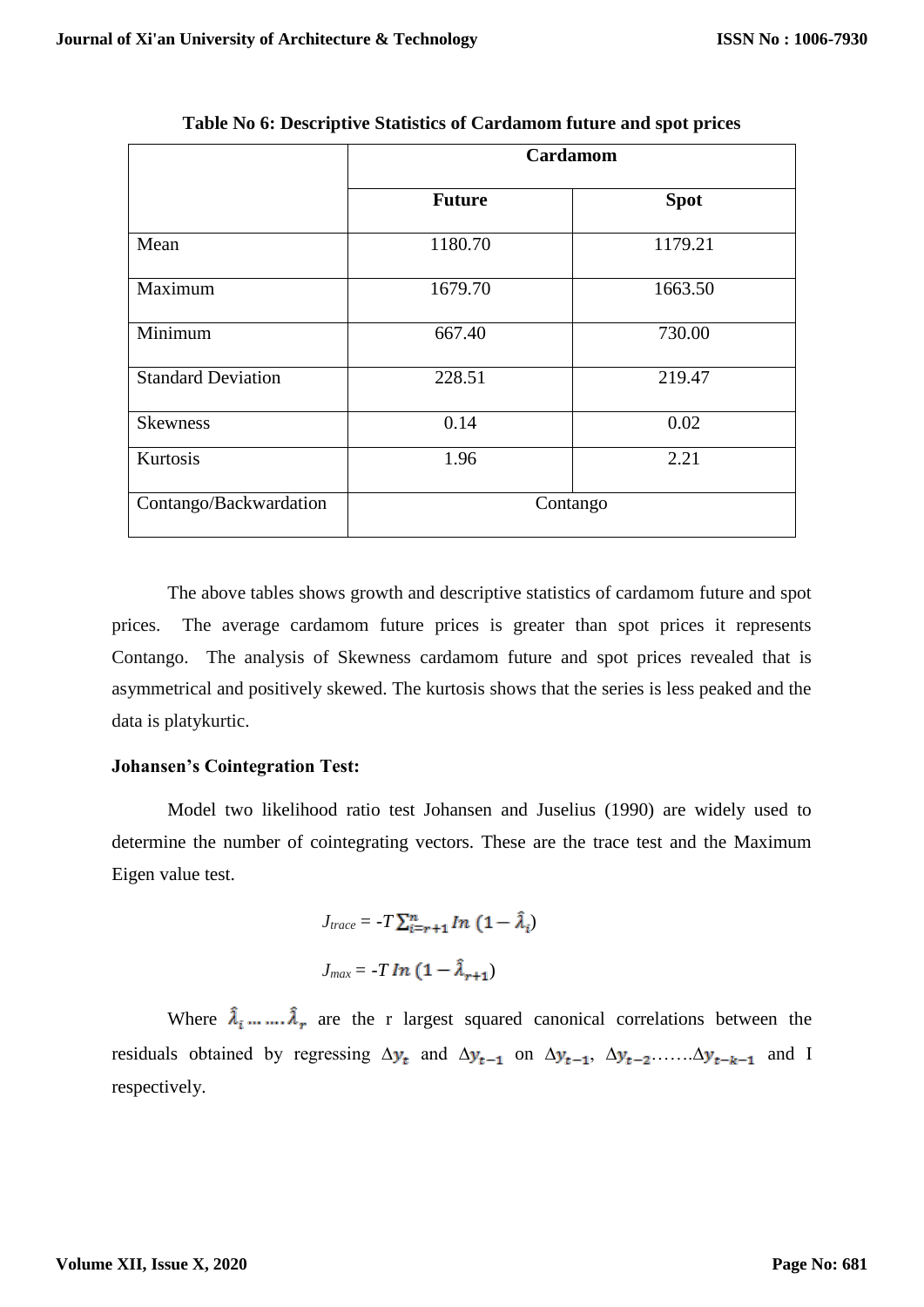**Table No 6: Descriptive Statistics of Cardamom future and spot prices**

| | Cardamom | |
|---|---|---|
| | **Future** | **Spot** |
| Mean | 1180.70 | 1179.21 |
| Maximum | 1679.70 | 1663.50 |
| Minimum | 667.40 | 730.00 |
| Standard Deviation | 228.51 | 219.47 |
| Skewness | 0.14 | 0.02 |
| Kurtosis | 1.96 | 2.21 |
| Contango/Backwardation | Contango | |

The above tables shows growth and descriptive statistics of cardamom future and spot prices. The average cardamom future prices is greater than spot prices it represents Contango. The analysis of Skewness cardamom future and spot prices revealed that is asymmetrical and positively skewed. The kurtosis shows that the series is less peaked and the data is platykurtic.

**Johansen's Cointegration Test:**

Model two likelihood ratio test Johansen and Juselius (1990) are widely used to determine the number of cointegrating vectors. These are the trace test and the Maximum Eigen value test.

$$J_{trace} = -T \sum_{i=r+1}^{n} In\ (1 - \hat{\lambda}_i)$$

$$J_{max} = -T\ In\ (1 - \hat{\lambda}_{r+1})$$

Where $\hat{\lambda}_i \ldots \ldots \hat{\lambda}_r$ are the r largest squared canonical correlations between the residuals obtained by regressing $\Delta y_t$ and $\Delta y_{t-1}$ on $\Delta y_{t-1}$, $\Delta y_{t-2}$…….$\Delta y_{t-k-1}$ and I respectively.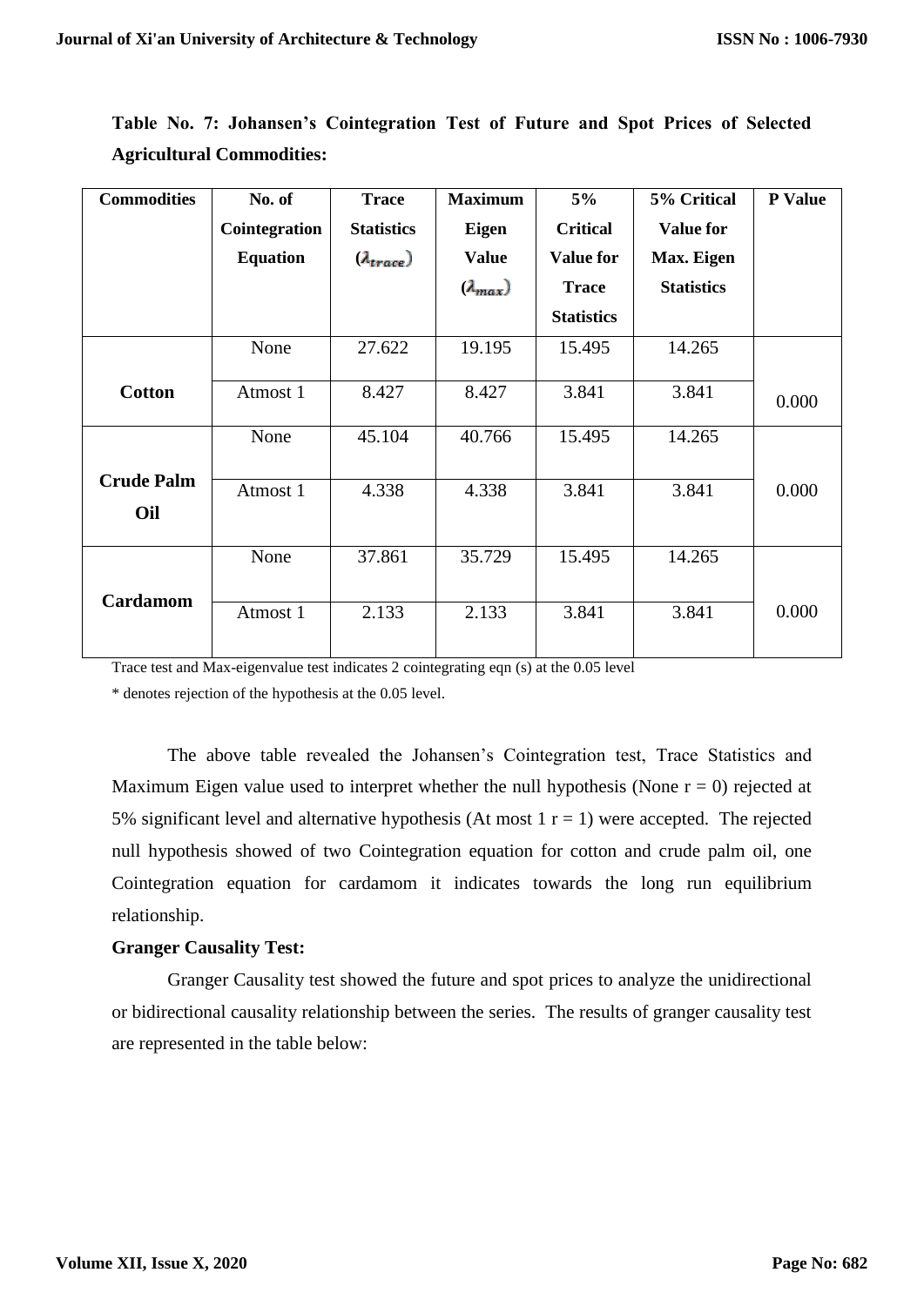**Table No. 7: Johansen's Cointegration Test of Future and Spot Prices of Selected Agricultural Commodities:**

| Commodities | No. of Cointegration Equation | Trace Statistics ($\lambda_{trace}$) | Maximum Eigen Value ($\lambda_{max}$) | 5% Critical Value for Trace Statistics | 5% Critical Value for Max. Eigen Statistics | P Value |
|---|---|---|---|---|---|---|
| Cotton | None | 27.622 | 19.195 | 15.495 | 14.265 | 0.000 |
| | Atmost 1 | 8.427 | 8.427 | 3.841 | 3.841 | |
| Crude Palm Oil | None | 45.104 | 40.766 | 15.495 | 14.265 | 0.000 |
| | Atmost 1 | 4.338 | 4.338 | 3.841 | 3.841 | |
| Cardamom | None | 37.861 | 35.729 | 15.495 | 14.265 | 0.000 |
| | Atmost 1 | 2.133 | 2.133 | 3.841 | 3.841 | |

Trace test and Max-eigenvalue test indicates 2 cointegrating eqn (s) at the 0.05 level

* denotes rejection of the hypothesis at the 0.05 level.

The above table revealed the Johansen's Cointegration test, Trace Statistics and Maximum Eigen value used to interpret whether the null hypothesis (None r = 0) rejected at 5% significant level and alternative hypothesis (At most 1 r = 1) were accepted. The rejected null hypothesis showed of two Cointegration equation for cotton and crude palm oil, one Cointegration equation for cardamom it indicates towards the long run equilibrium relationship.

**Granger Causality Test:**

Granger Causality test showed the future and spot prices to analyze the unidirectional or bidirectional causality relationship between the series. The results of granger causality test are represented in the table below: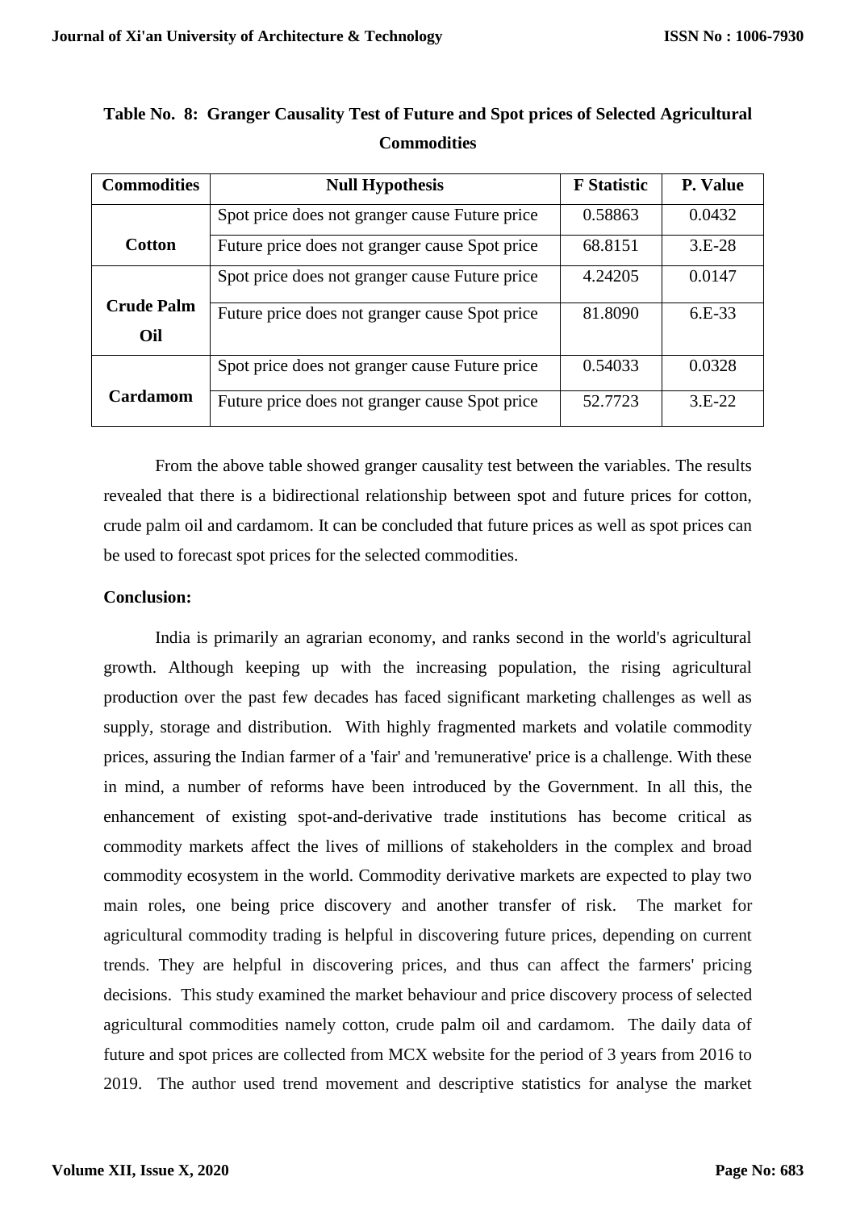**Table No. 8: Granger Causality Test of Future and Spot prices of Selected Agricultural Commodities**

| Commodities | Null Hypothesis | F Statistic | P. Value |
|---|---|---|---|
| Cotton | Spot price does not granger cause Future price | 0.58863 | 0.0432 |
| | Future price does not granger cause Spot price | 68.8151 | 3.E-28 |
| Crude Palm Oil | Spot price does not granger cause Future price | 4.24205 | 0.0147 |
| | Future price does not granger cause Spot price | 81.8090 | 6.E-33 |
| Cardamom | Spot price does not granger cause Future price | 0.54033 | 0.0328 |
| | Future price does not granger cause Spot price | 52.7723 | 3.E-22 |

From the above table showed granger causality test between the variables. The results revealed that there is a bidirectional relationship between spot and future prices for cotton, crude palm oil and cardamom. It can be concluded that future prices as well as spot prices can be used to forecast spot prices for the selected commodities.

**Conclusion:**

India is primarily an agrarian economy, and ranks second in the world's agricultural growth. Although keeping up with the increasing population, the rising agricultural production over the past few decades has faced significant marketing challenges as well as supply, storage and distribution. With highly fragmented markets and volatile commodity prices, assuring the Indian farmer of a 'fair' and 'remunerative' price is a challenge. With these in mind, a number of reforms have been introduced by the Government. In all this, the enhancement of existing spot-and-derivative trade institutions has become critical as commodity markets affect the lives of millions of stakeholders in the complex and broad commodity ecosystem in the world. Commodity derivative markets are expected to play two main roles, one being price discovery and another transfer of risk. The market for agricultural commodity trading is helpful in discovering future prices, depending on current trends. They are helpful in discovering prices, and thus can affect the farmers' pricing decisions. This study examined the market behaviour and price discovery process of selected agricultural commodities namely cotton, crude palm oil and cardamom. The daily data of future and spot prices are collected from MCX website for the period of 3 years from 2016 to 2019. The author used trend movement and descriptive statistics for analyse the market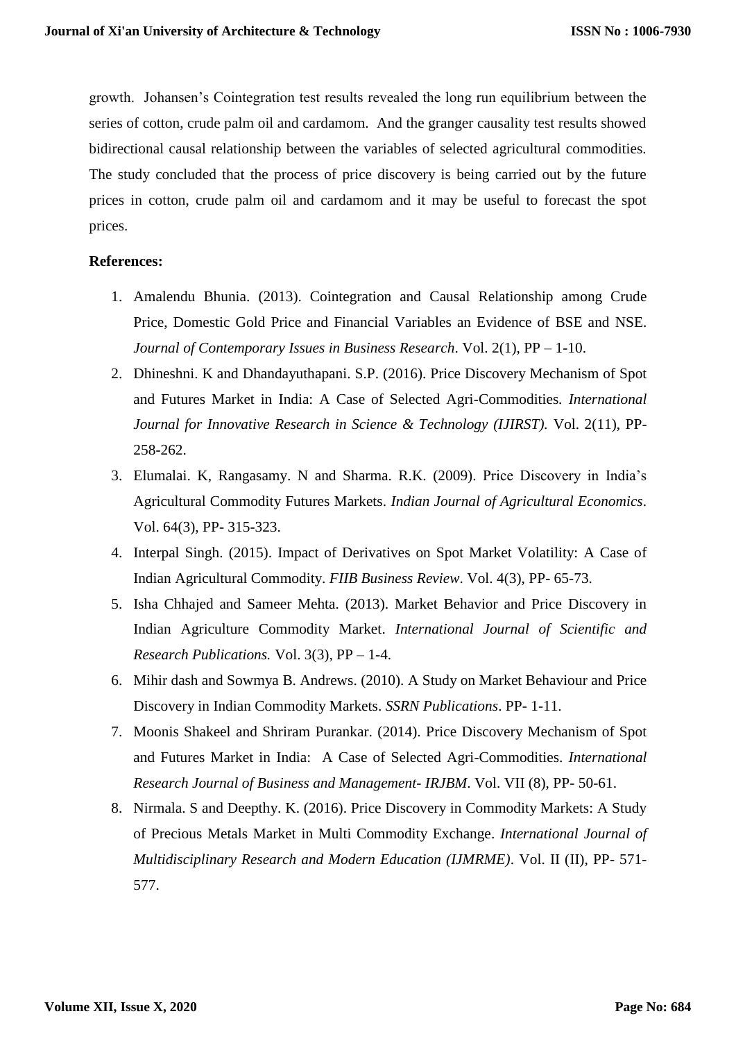growth. Johansen's Cointegration test results revealed the long run equilibrium between the series of cotton, crude palm oil and cardamom. And the granger causality test results showed bidirectional causal relationship between the variables of selected agricultural commodities. The study concluded that the process of price discovery is being carried out by the future prices in cotton, crude palm oil and cardamom and it may be useful to forecast the spot prices.

**References:**

1. Amalendu Bhunia. (2013). Cointegration and Causal Relationship among Crude Price, Domestic Gold Price and Financial Variables an Evidence of BSE and NSE. *Journal of Contemporary Issues in Business Research*. Vol. 2(1), PP – 1-10.
2. Dhineshni. K and Dhandayuthapani. S.P. (2016). Price Discovery Mechanism of Spot and Futures Market in India: A Case of Selected Agri-Commodities. *International Journal for Innovative Research in Science & Technology (IJIRST).* Vol. 2(11), PP-258-262.
3. Elumalai. K, Rangasamy. N and Sharma. R.K. (2009). Price Discovery in India's Agricultural Commodity Futures Markets. *Indian Journal of Agricultural Economics*. Vol. 64(3), PP- 315-323.
4. Interpal Singh. (2015). Impact of Derivatives on Spot Market Volatility: A Case of Indian Agricultural Commodity. *FIIB Business Review*. Vol. 4(3), PP- 65-73.
5. Isha Chhajed and Sameer Mehta. (2013). Market Behavior and Price Discovery in Indian Agriculture Commodity Market. *International Journal of Scientific and Research Publications.* Vol. 3(3), PP – 1-4.
6. Mihir dash and Sowmya B. Andrews. (2010). A Study on Market Behaviour and Price Discovery in Indian Commodity Markets. *SSRN Publications*. PP- 1-11.
7. Moonis Shakeel and Shriram Purankar. (2014). Price Discovery Mechanism of Spot and Futures Market in India: A Case of Selected Agri-Commodities. *International Research Journal of Business and Management- IRJBM*. Vol. VII (8), PP- 50-61.
8. Nirmala. S and Deepthy. K. (2016). Price Discovery in Commodity Markets: A Study of Precious Metals Market in Multi Commodity Exchange. *International Journal of Multidisciplinary Research and Modern Education (IJMRME)*. Vol. II (II), PP- 571-577.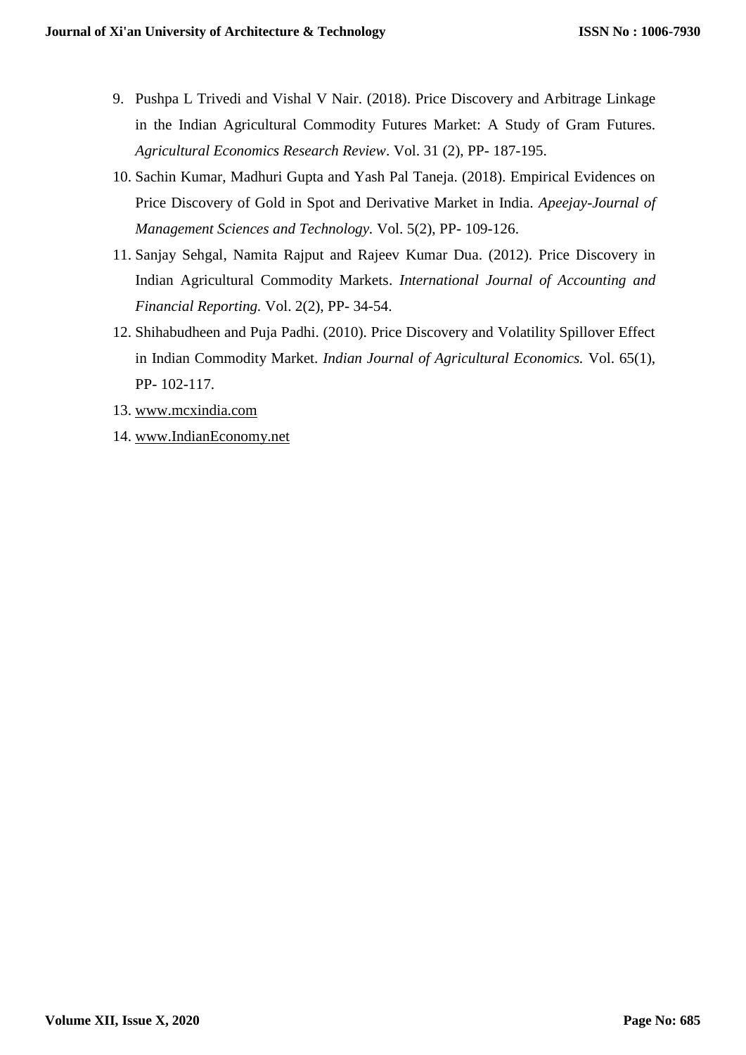9. Pushpa L Trivedi and Vishal V Nair. (2018). Price Discovery and Arbitrage Linkage in the Indian Agricultural Commodity Futures Market: A Study of Gram Futures. *Agricultural Economics Research Review*. Vol. 31 (2), PP- 187-195.
10. Sachin Kumar, Madhuri Gupta and Yash Pal Taneja. (2018). Empirical Evidences on Price Discovery of Gold in Spot and Derivative Market in India. *Apeejay-Journal of Management Sciences and Technology*. Vol. 5(2), PP- 109-126.
11. Sanjay Sehgal, Namita Rajput and Rajeev Kumar Dua. (2012). Price Discovery in Indian Agricultural Commodity Markets. *International Journal of Accounting and Financial Reporting.* Vol. 2(2), PP- 34-54.
12. Shihabudheen and Puja Padhi. (2010). Price Discovery and Volatility Spillover Effect in Indian Commodity Market. *Indian Journal of Agricultural Economics.* Vol. 65(1), PP- 102-117.
13. www.mcxindia.com
14. www.IndianEconomy.net